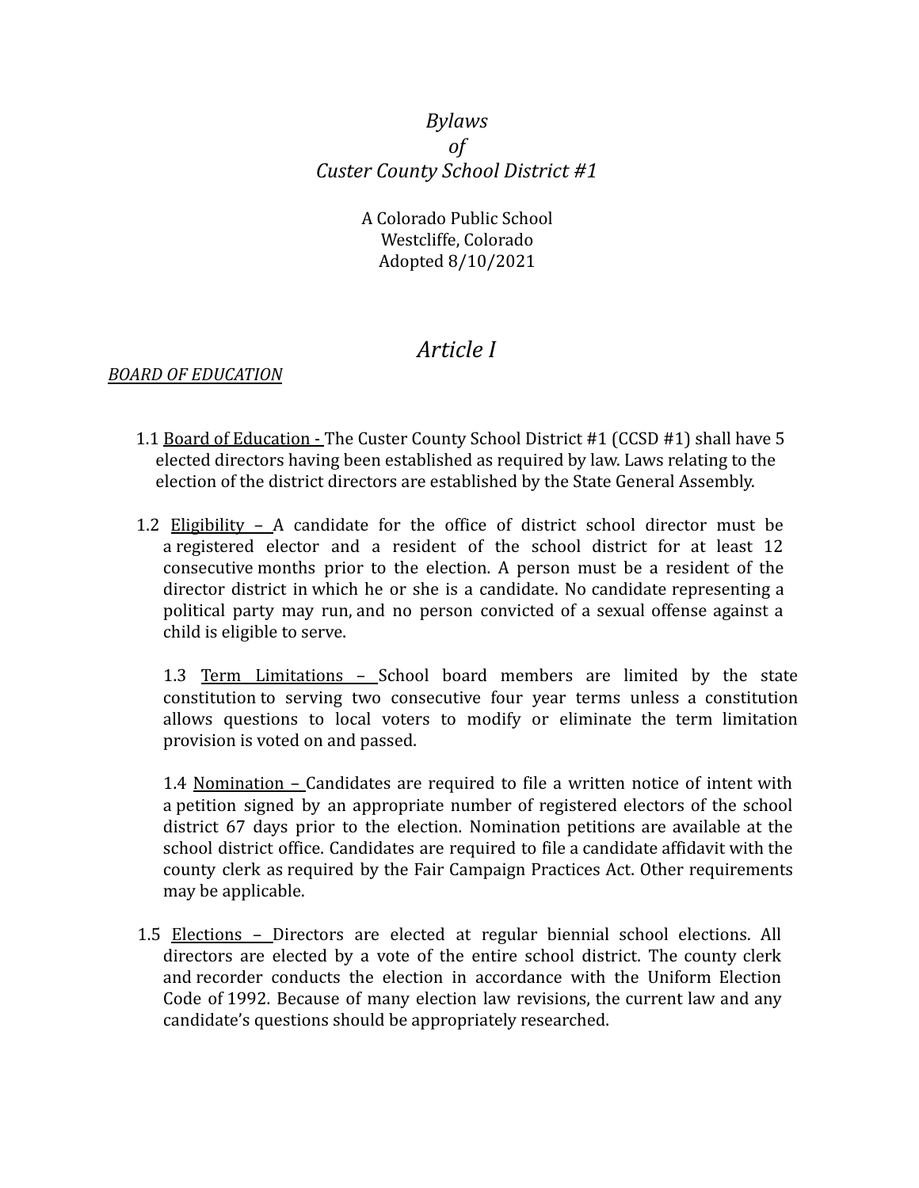*Bylaws*  
*of*  
*Custer County School District #1*

A Colorado Public School  
Westcliffe, Colorado  
Adopted 8/10/2021

# *Article I*

***BOARD OF EDUCATION***

1.1 Board of Education - The Custer County School District #1 (CCSD #1) shall have 5 elected directors having been established as required by law. Laws relating to the election of the district directors are established by the State General Assembly.

1.2 Eligibility – A candidate for the office of district school director must be a registered elector and a resident of the school district for at least 12 consecutive months prior to the election. A person must be a resident of the director district in which he or she is a candidate. No candidate representing a political party may run, and no person convicted of a sexual offense against a child is eligible to serve.

1.3 Term Limitations – School board members are limited by the state constitution to serving two consecutive four year terms unless a constitution allows questions to local voters to modify or eliminate the term limitation provision is voted on and passed.

1.4 Nomination – Candidates are required to file a written notice of intent with a petition signed by an appropriate number of registered electors of the school district 67 days prior to the election. Nomination petitions are available at the school district office. Candidates are required to file a candidate affidavit with the county clerk as required by the Fair Campaign Practices Act. Other requirements may be applicable.

1.5 Elections – Directors are elected at regular biennial school elections. All directors are elected by a vote of the entire school district. The county clerk and recorder conducts the election in accordance with the Uniform Election Code of 1992. Because of many election law revisions, the current law and any candidate's questions should be appropriately researched.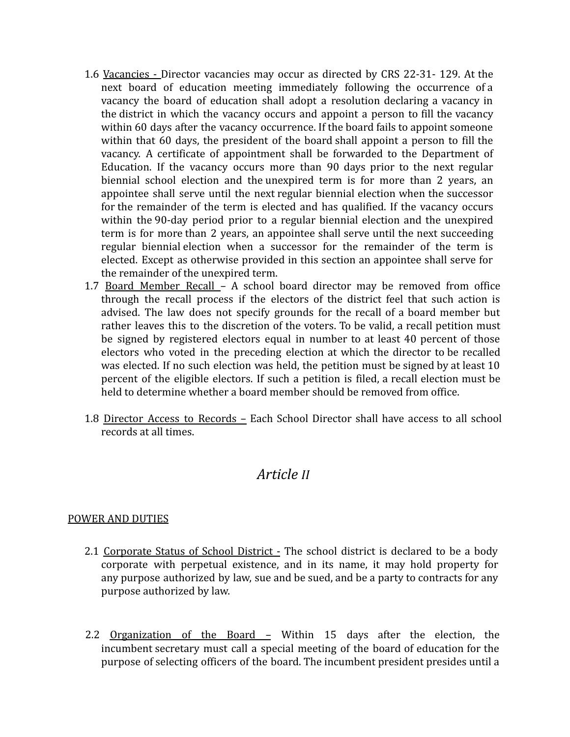1.6 Vacancies - Director vacancies may occur as directed by CRS 22-31- 129. At the next board of education meeting immediately following the occurrence of a vacancy the board of education shall adopt a resolution declaring a vacancy in the district in which the vacancy occurs and appoint a person to fill the vacancy within 60 days after the vacancy occurrence. If the board fails to appoint someone within that 60 days, the president of the board shall appoint a person to fill the vacancy. A certificate of appointment shall be forwarded to the Department of Education. If the vacancy occurs more than 90 days prior to the next regular biennial school election and the unexpired term is for more than 2 years, an appointee shall serve until the next regular biennial election when the successor for the remainder of the term is elected and has qualified. If the vacancy occurs within the 90-day period prior to a regular biennial election and the unexpired term is for more than 2 years, an appointee shall serve until the next succeeding regular biennial election when a successor for the remainder of the term is elected. Except as otherwise provided in this section an appointee shall serve for the remainder of the unexpired term.

1.7 Board Member Recall – A school board director may be removed from office through the recall process if the electors of the district feel that such action is advised. The law does not specify grounds for the recall of a board member but rather leaves this to the discretion of the voters. To be valid, a recall petition must be signed by registered electors equal in number to at least 40 percent of those electors who voted in the preceding election at which the director to be recalled was elected. If no such election was held, the petition must be signed by at least 10 percent of the eligible electors. If such a petition is filed, a recall election must be held to determine whether a board member should be removed from office.

1.8 Director Access to Records – Each School Director shall have access to all school records at all times.

# *Article II*

## POWER AND DUTIES

2.1 Corporate Status of School District - The school district is declared to be a body corporate with perpetual existence, and in its name, it may hold property for any purpose authorized by law, sue and be sued, and be a party to contracts for any purpose authorized by law.

2.2 Organization of the Board – Within 15 days after the election, the incumbent secretary must call a special meeting of the board of education for the purpose of selecting officers of the board. The incumbent president presides until a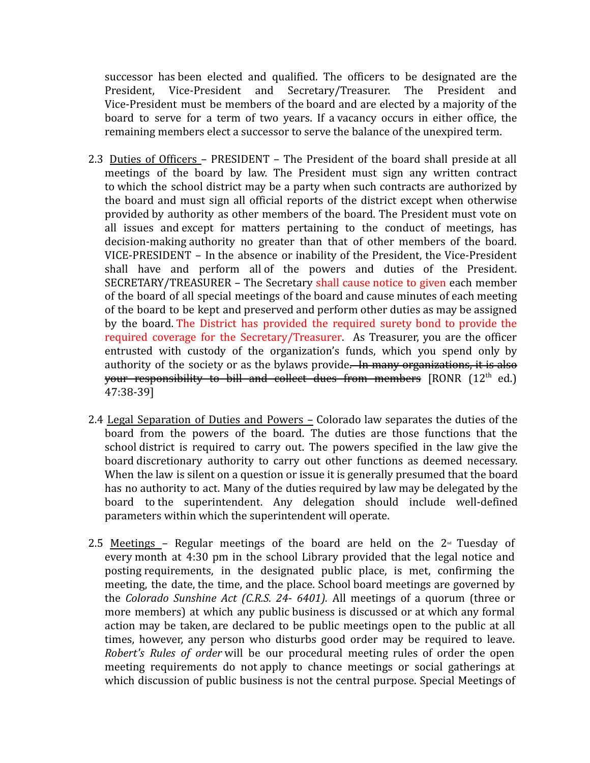successor has been elected and qualified. The officers to be designated are the President, Vice-President and Secretary/Treasurer. The President and Vice-President must be members of the board and are elected by a majority of the board to serve for a term of two years. If a vacancy occurs in either office, the remaining members elect a successor to serve the balance of the unexpired term.

2.3 Duties of Officers – PRESIDENT – The President of the board shall preside at all meetings of the board by law. The President must sign any written contract to which the school district may be a party when such contracts are authorized by the board and must sign all official reports of the district except when otherwise provided by authority as other members of the board. The President must vote on all issues and except for matters pertaining to the conduct of meetings, has decision-making authority no greater than that of other members of the board. VICE-PRESIDENT – In the absence or inability of the President, the Vice-President shall have and perform all of the powers and duties of the President. SECRETARY/TREASURER – The Secretary shall cause notice to given each member of the board of all special meetings of the board and cause minutes of each meeting of the board to be kept and preserved and perform other duties as may be assigned by the board. The District has provided the required surety bond to provide the required coverage for the Secretary/Treasurer. As Treasurer, you are the officer entrusted with custody of the organization's funds, which you spend only by authority of the society or as the bylaws provide~~. In many organizations, it is also your responsibility to bill and collect dues from members~~ [RONR (12th ed.) 47:38-39]

2.4 Legal Separation of Duties and Powers – Colorado law separates the duties of the board from the powers of the board. The duties are those functions that the school district is required to carry out. The powers specified in the law give the board discretionary authority to carry out other functions as deemed necessary. When the law is silent on a question or issue it is generally presumed that the board has no authority to act. Many of the duties required by law may be delegated by the board to the superintendent. Any delegation should include well-defined parameters within which the superintendent will operate.

2.5 Meetings – Regular meetings of the board are held on the 2nd Tuesday of every month at 4:30 pm in the school Library provided that the legal notice and posting requirements, in the designated public place, is met, confirming the meeting, the date, the time, and the place. School board meetings are governed by the *Colorado Sunshine Act (C.R.S. 24- 6401).* All meetings of a quorum (three or more members) at which any public business is discussed or at which any formal action may be taken, are declared to be public meetings open to the public at all times, however, any person who disturbs good order may be required to leave. *Robert's Rules of order* will be our procedural meeting rules of order the open meeting requirements do not apply to chance meetings or social gatherings at which discussion of public business is not the central purpose. Special Meetings of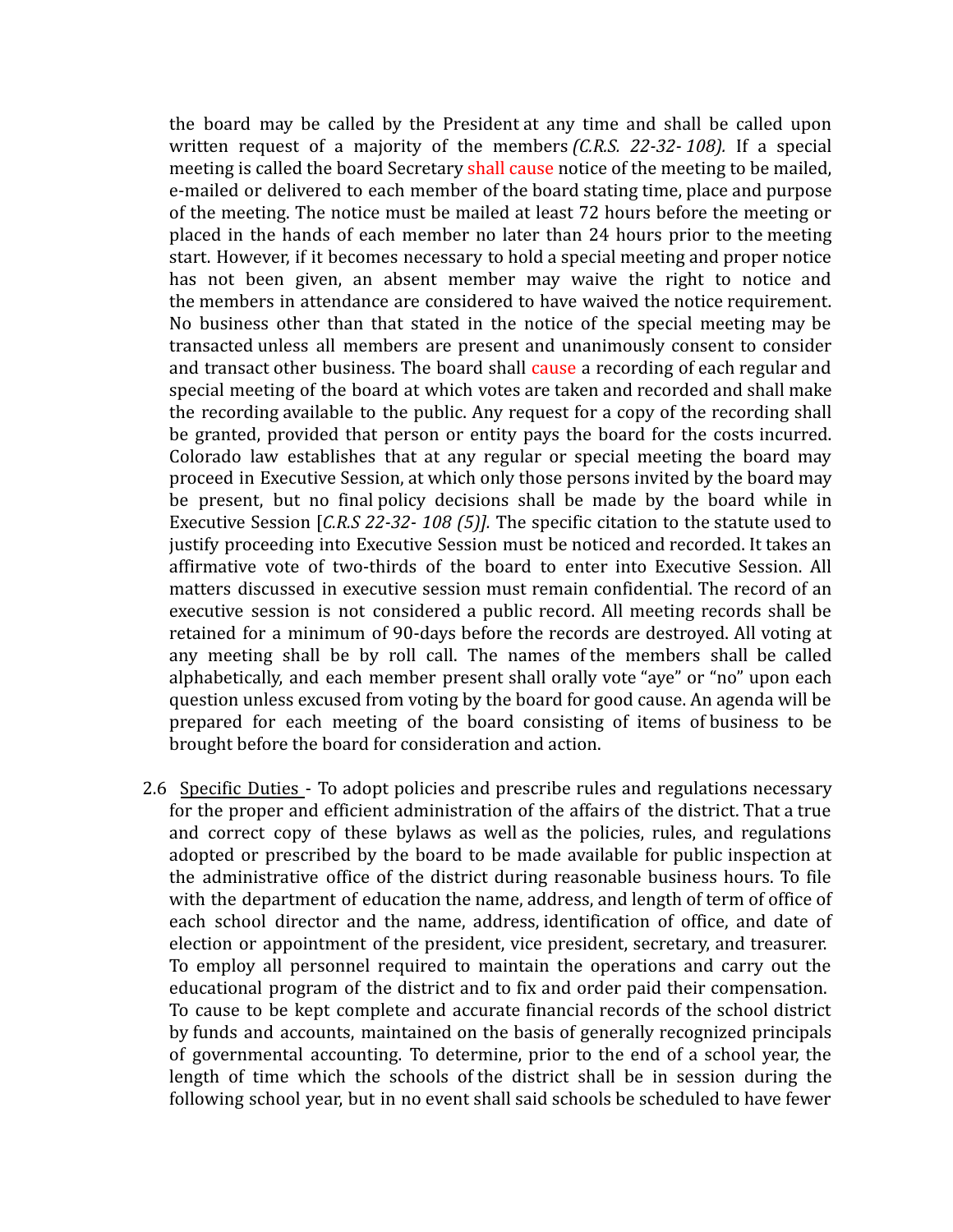the board may be called by the President at any time and shall be called upon written request of a majority of the members *(C.R.S. 22-32- 108).* If a special meeting is called the board Secretary shall cause notice of the meeting to be mailed, e-mailed or delivered to each member of the board stating time, place and purpose of the meeting. The notice must be mailed at least 72 hours before the meeting or placed in the hands of each member no later than 24 hours prior to the meeting start. However, if it becomes necessary to hold a special meeting and proper notice has not been given, an absent member may waive the right to notice and the members in attendance are considered to have waived the notice requirement. No business other than that stated in the notice of the special meeting may be transacted unless all members are present and unanimously consent to consider and transact other business. The board shall cause a recording of each regular and special meeting of the board at which votes are taken and recorded and shall make the recording available to the public. Any request for a copy of the recording shall be granted, provided that person or entity pays the board for the costs incurred. Colorado law establishes that at any regular or special meeting the board may proceed in Executive Session, at which only those persons invited by the board may be present, but no final policy decisions shall be made by the board while in Executive Session [*C.R.S 22-32- 108 (5)].* The specific citation to the statute used to justify proceeding into Executive Session must be noticed and recorded. It takes an affirmative vote of two-thirds of the board to enter into Executive Session. All matters discussed in executive session must remain confidential. The record of an executive session is not considered a public record. All meeting records shall be retained for a minimum of 90-days before the records are destroyed. All voting at any meeting shall be by roll call. The names of the members shall be called alphabetically, and each member present shall orally vote "aye" or "no" upon each question unless excused from voting by the board for good cause. An agenda will be prepared for each meeting of the board consisting of items of business to be brought before the board for consideration and action.

2.6 <u>Specific Duties</u> - To adopt policies and prescribe rules and regulations necessary for the proper and efficient administration of the affairs of the district. That a true and correct copy of these bylaws as well as the policies, rules, and regulations adopted or prescribed by the board to be made available for public inspection at the administrative office of the district during reasonable business hours. To file with the department of education the name, address, and length of term of office of each school director and the name, address, identification of office, and date of election or appointment of the president, vice president, secretary, and treasurer. To employ all personnel required to maintain the operations and carry out the educational program of the district and to fix and order paid their compensation. To cause to be kept complete and accurate financial records of the school district by funds and accounts, maintained on the basis of generally recognized principals of governmental accounting. To determine, prior to the end of a school year, the length of time which the schools of the district shall be in session during the following school year, but in no event shall said schools be scheduled to have fewer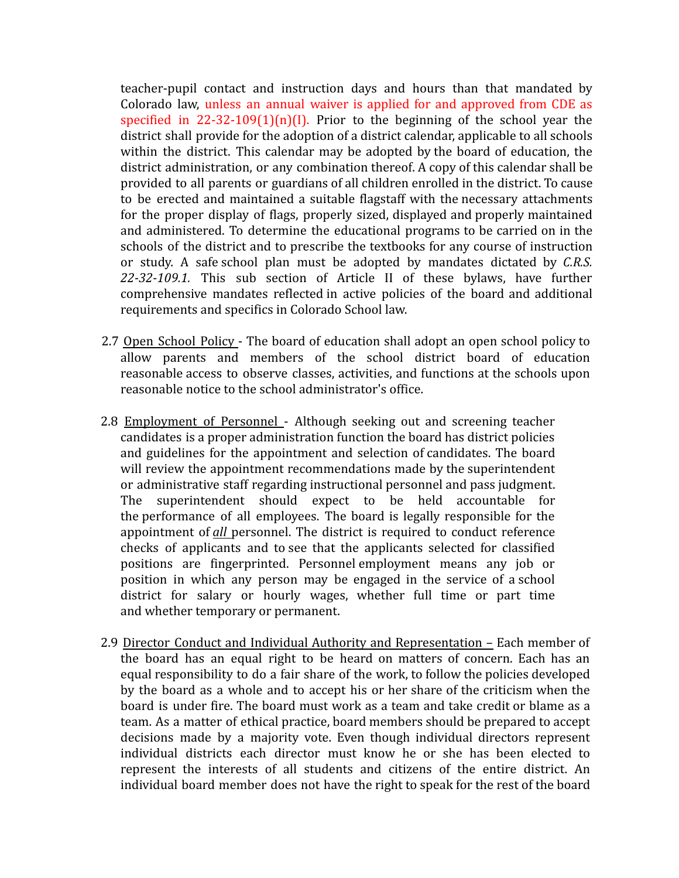teacher-pupil contact and instruction days and hours than that mandated by Colorado law, unless an annual waiver is applied for and approved from CDE as specified in 22-32-109(1)(n)(I). Prior to the beginning of the school year the district shall provide for the adoption of a district calendar, applicable to all schools within the district. This calendar may be adopted by the board of education, the district administration, or any combination thereof. A copy of this calendar shall be provided to all parents or guardians of all children enrolled in the district. To cause to be erected and maintained a suitable flagstaff with the necessary attachments for the proper display of flags, properly sized, displayed and properly maintained and administered. To determine the educational programs to be carried on in the schools of the district and to prescribe the textbooks for any course of instruction or study. A safe school plan must be adopted by mandates dictated by *C.R.S. 22-32-109.1.* This sub section of Article II of these bylaws, have further comprehensive mandates reflected in active policies of the board and additional requirements and specifics in Colorado School law.

2.7 Open School Policy - The board of education shall adopt an open school policy to allow parents and members of the school district board of education reasonable access to observe classes, activities, and functions at the schools upon reasonable notice to the school administrator's office.

2.8 Employment of Personnel - Although seeking out and screening teacher candidates is a proper administration function the board has district policies and guidelines for the appointment and selection of candidates. The board will review the appointment recommendations made by the superintendent or administrative staff regarding instructional personnel and pass judgment. The superintendent should expect to be held accountable for the performance of all employees. The board is legally responsible for the appointment of ***all*** personnel. The district is required to conduct reference checks of applicants and to see that the applicants selected for classified positions are fingerprinted. Personnel employment means any job or position in which any person may be engaged in the service of a school district for salary or hourly wages, whether full time or part time and whether temporary or permanent.

2.9 Director Conduct and Individual Authority and Representation – Each member of the board has an equal right to be heard on matters of concern. Each has an equal responsibility to do a fair share of the work, to follow the policies developed by the board as a whole and to accept his or her share of the criticism when the board is under fire. The board must work as a team and take credit or blame as a team. As a matter of ethical practice, board members should be prepared to accept decisions made by a majority vote. Even though individual directors represent individual districts each director must know he or she has been elected to represent the interests of all students and citizens of the entire district. An individual board member does not have the right to speak for the rest of the board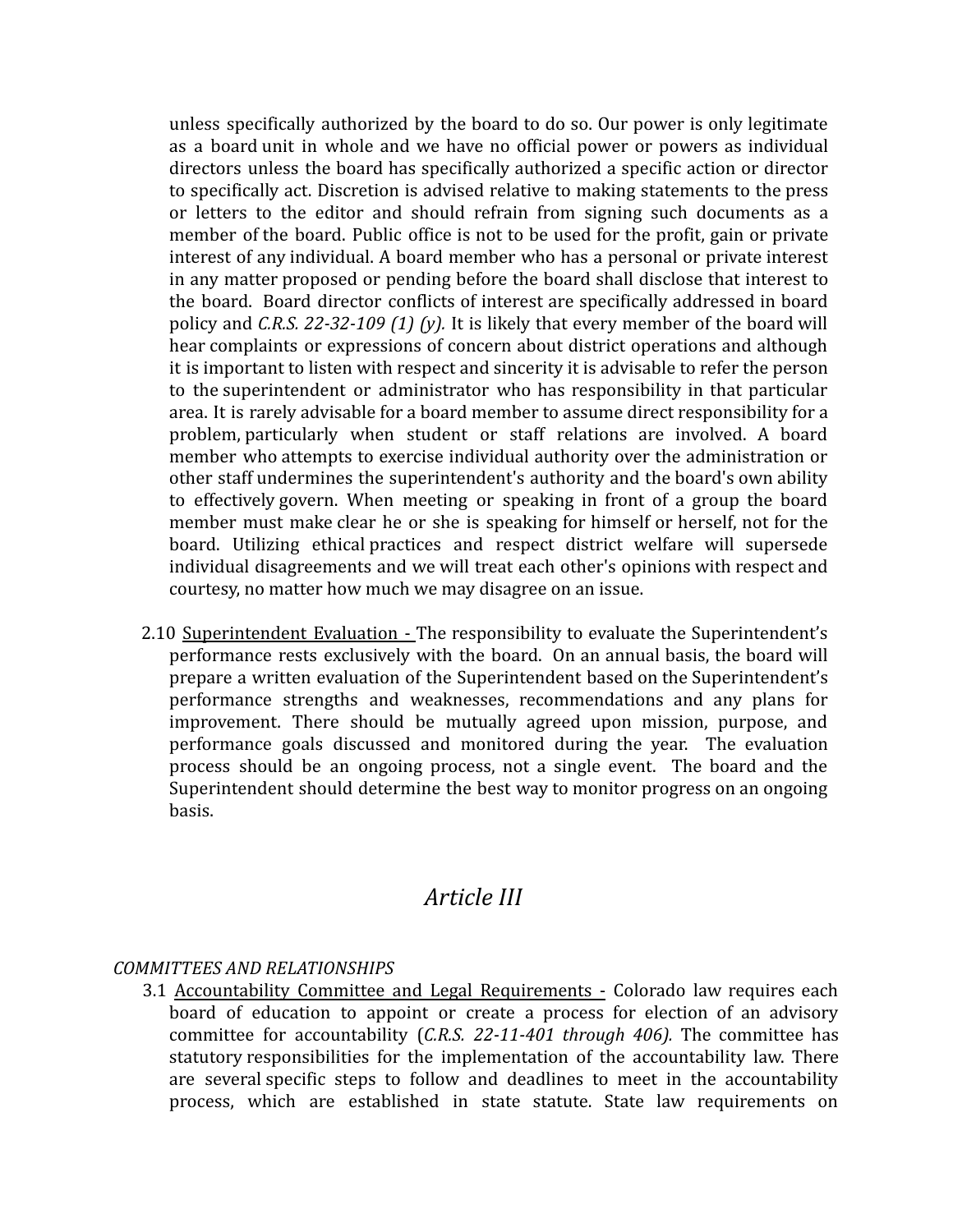unless specifically authorized by the board to do so. Our power is only legitimate as a board unit in whole and we have no official power or powers as individual directors unless the board has specifically authorized a specific action or director to specifically act. Discretion is advised relative to making statements to the press or letters to the editor and should refrain from signing such documents as a member of the board. Public office is not to be used for the profit, gain or private interest of any individual. A board member who has a personal or private interest in any matter proposed or pending before the board shall disclose that interest to the board. Board director conflicts of interest are specifically addressed in board policy and *C.R.S. 22-32-109 (1) (y).* It is likely that every member of the board will hear complaints or expressions of concern about district operations and although it is important to listen with respect and sincerity it is advisable to refer the person to the superintendent or administrator who has responsibility in that particular area. It is rarely advisable for a board member to assume direct responsibility for a problem, particularly when student or staff relations are involved. A board member who attempts to exercise individual authority over the administration or other staff undermines the superintendent's authority and the board's own ability to effectively govern. When meeting or speaking in front of a group the board member must make clear he or she is speaking for himself or herself, not for the board. Utilizing ethical practices and respect district welfare will supersede individual disagreements and we will treat each other's opinions with respect and courtesy, no matter how much we may disagree on an issue.

2.10 <u>Superintendent Evaluation -</u> The responsibility to evaluate the Superintendent's performance rests exclusively with the board. On an annual basis, the board will prepare a written evaluation of the Superintendent based on the Superintendent's performance strengths and weaknesses, recommendations and any plans for improvement. There should be mutually agreed upon mission, purpose, and performance goals discussed and monitored during the year. The evaluation process should be an ongoing process, not a single event. The board and the Superintendent should determine the best way to monitor progress on an ongoing basis.

# *Article III*

*COMMITTEES AND RELATIONSHIPS*

3.1 <u>Accountability Committee and Legal Requirements -</u> Colorado law requires each board of education to appoint or create a process for election of an advisory committee for accountability (*C.R.S. 22-11-401 through 406).* The committee has statutory responsibilities for the implementation of the accountability law. There are several specific steps to follow and deadlines to meet in the accountability process, which are established in state statute. State law requirements on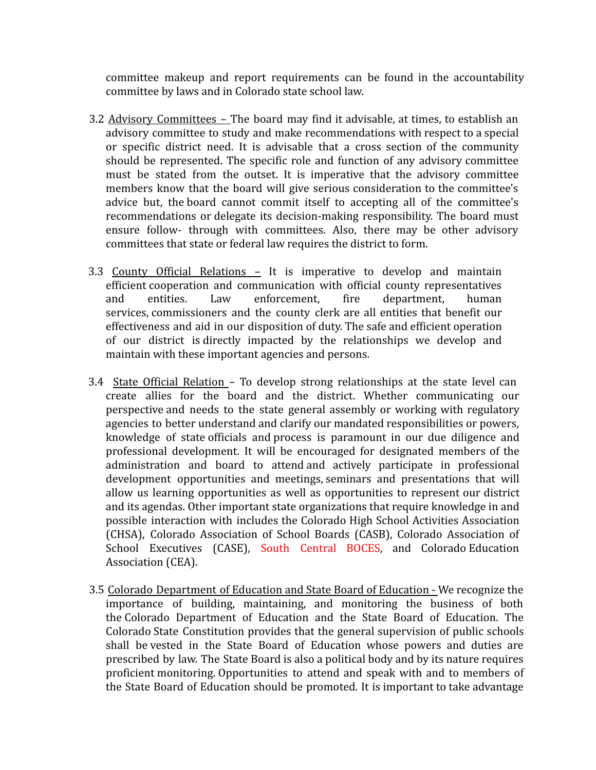committee makeup and report requirements can be found in the accountability committee by laws and in Colorado state school law.

3.2 Advisory Committees – The board may find it advisable, at times, to establish an advisory committee to study and make recommendations with respect to a special or specific district need. It is advisable that a cross section of the community should be represented. The specific role and function of any advisory committee must be stated from the outset. It is imperative that the advisory committee members know that the board will give serious consideration to the committee's advice but, the board cannot commit itself to accepting all of the committee's recommendations or delegate its decision-making responsibility. The board must ensure follow- through with committees. Also, there may be other advisory committees that state or federal law requires the district to form.

3.3 County Official Relations – It is imperative to develop and maintain efficient cooperation and communication with official county representatives and entities. Law enforcement, fire department, human services, commissioners and the county clerk are all entities that benefit our effectiveness and aid in our disposition of duty. The safe and efficient operation of our district is directly impacted by the relationships we develop and maintain with these important agencies and persons.

3.4 State Official Relation – To develop strong relationships at the state level can create allies for the board and the district. Whether communicating our perspective and needs to the state general assembly or working with regulatory agencies to better understand and clarify our mandated responsibilities or powers, knowledge of state officials and process is paramount in our due diligence and professional development. It will be encouraged for designated members of the administration and board to attend and actively participate in professional development opportunities and meetings, seminars and presentations that will allow us learning opportunities as well as opportunities to represent our district and its agendas. Other important state organizations that require knowledge in and possible interaction with includes the Colorado High School Activities Association (CHSA), Colorado Association of School Boards (CASB), Colorado Association of School Executives (CASE), South Central BOCES, and Colorado Education Association (CEA).

3.5 Colorado Department of Education and State Board of Education - We recognize the importance of building, maintaining, and monitoring the business of both the Colorado Department of Education and the State Board of Education. The Colorado State Constitution provides that the general supervision of public schools shall be vested in the State Board of Education whose powers and duties are prescribed by law. The State Board is also a political body and by its nature requires proficient monitoring. Opportunities to attend and speak with and to members of the State Board of Education should be promoted. It is important to take advantage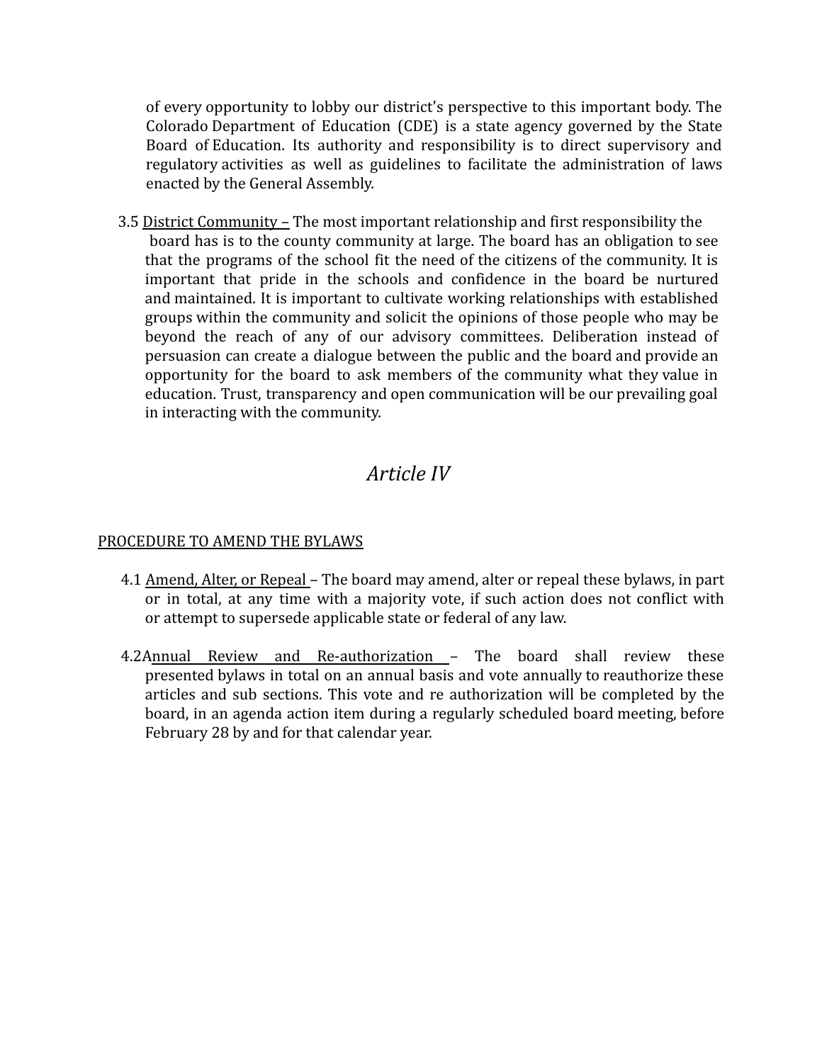of every opportunity to lobby our district's perspective to this important body. The Colorado Department of Education (CDE) is a state agency governed by the State Board of Education. Its authority and responsibility is to direct supervisory and regulatory activities as well as guidelines to facilitate the administration of laws enacted by the General Assembly.

3.5 District Community – The most important relationship and first responsibility the board has is to the county community at large. The board has an obligation to see that the programs of the school fit the need of the citizens of the community. It is important that pride in the schools and confidence in the board be nurtured and maintained. It is important to cultivate working relationships with established groups within the community and solicit the opinions of those people who may be beyond the reach of any of our advisory committees. Deliberation instead of persuasion can create a dialogue between the public and the board and provide an opportunity for the board to ask members of the community what they value in education. Trust, transparency and open communication will be our prevailing goal in interacting with the community.

# *Article IV*

## PROCEDURE TO AMEND THE BYLAWS

4.1 Amend, Alter, or Repeal – The board may amend, alter or repeal these bylaws, in part or in total, at any time with a majority vote, if such action does not conflict with or attempt to supersede applicable state or federal of any law.

4.2 Annual Review and Re-authorization – The board shall review these presented bylaws in total on an annual basis and vote annually to reauthorize these articles and sub sections. This vote and re authorization will be completed by the board, in an agenda action item during a regularly scheduled board meeting, before February 28 by and for that calendar year.